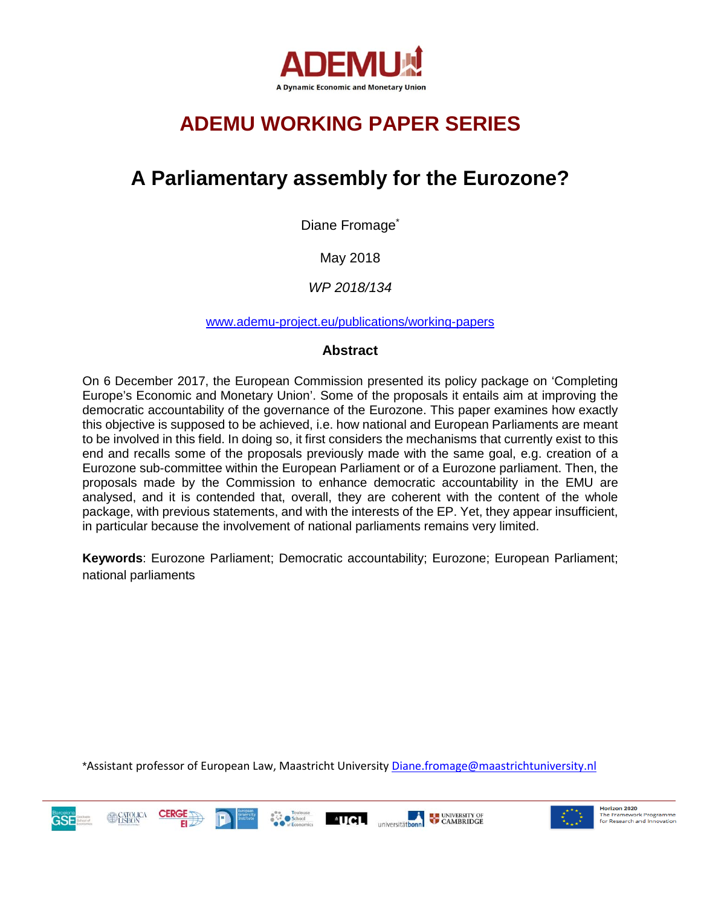ADEMU

A Dynamic Economic and Monetary Union

# ADEMU WORKING PAPER SERIES

## A Parliamentary assembly for the Eurozone?

Diane Fromage[*]

May 2018

*WP 2018/134*

www.ademu-project.eu/publications/working-papers

### Abstract

On 6 December 2017, the European Commission presented its policy package on 'Completing Europe's Economic and Monetary Union'. Some of the proposals it entails aim at improving the democratic accountability of the governance of the Eurozone. This paper examines how exactly this objective is supposed to be achieved, i.e. how national and European Parliaments are meant to be involved in this field. In doing so, it first considers the mechanisms that currently exist to this end and recalls some of the proposals previously made with the same goal, e.g. creation of a Eurozone sub-committee within the European Parliament or of a Eurozone parliament. Then, the proposals made by the Commission to enhance democratic accountability in the EMU are analysed, and it is contended that, overall, they are coherent with the content of the whole package, with previous statements, and with the interests of the EP. Yet, they appear insufficient, in particular because the involvement of national parliaments remains very limited.

**Keywords**: Eurozone Parliament; Democratic accountability; Eurozone; European Parliament; national parliaments

[*]Assistant professor of European Law, Maastricht University Diane.fromage@maastrichtuniversity.nl

Horizon 2020
The Framework Programme for Research and Innovation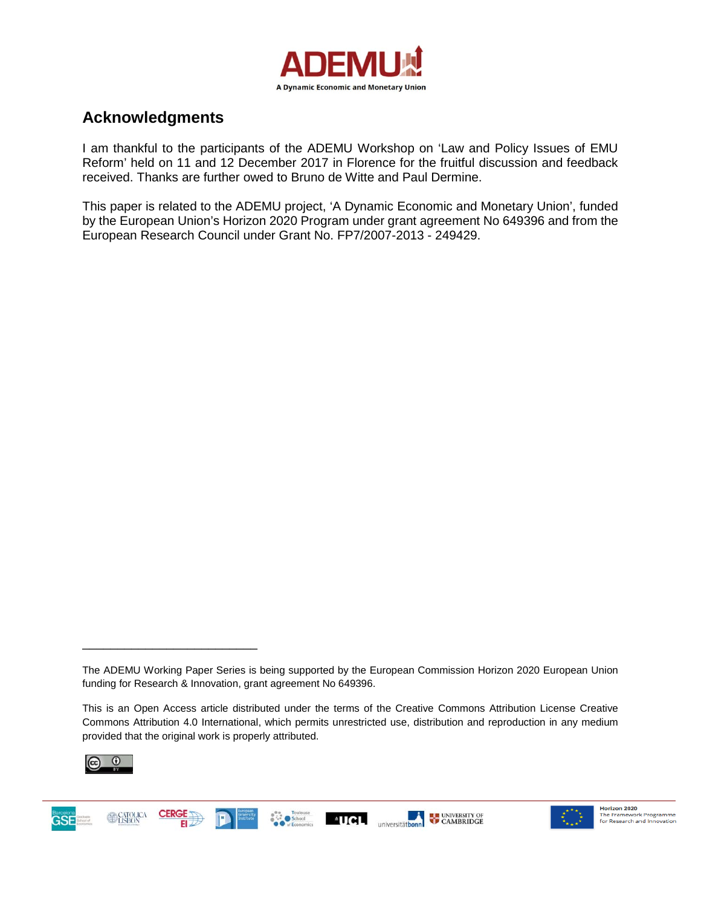## Acknowledgments

I am thankful to the participants of the ADEMU Workshop on ‘Law and Policy Issues of EMU Reform’ held on 11 and 12 December 2017 in Florence for the fruitful discussion and feedback received. Thanks are further owed to Bruno de Witte and Paul Dermine.

This paper is related to the ADEMU project, ‘A Dynamic Economic and Monetary Union’, funded by the European Union’s Horizon 2020 Program under grant agreement No 649396 and from the European Research Council under Grant No. FP7/2007-2013 - 249429.

---

The ADEMU Working Paper Series is being supported by the European Commission Horizon 2020 European Union funding for Research & Innovation, grant agreement No 649396.

This is an Open Access article distributed under the terms of the Creative Commons Attribution License Creative Commons Attribution 4.0 International, which permits unrestricted use, distribution and reproduction in any medium provided that the original work is properly attributed.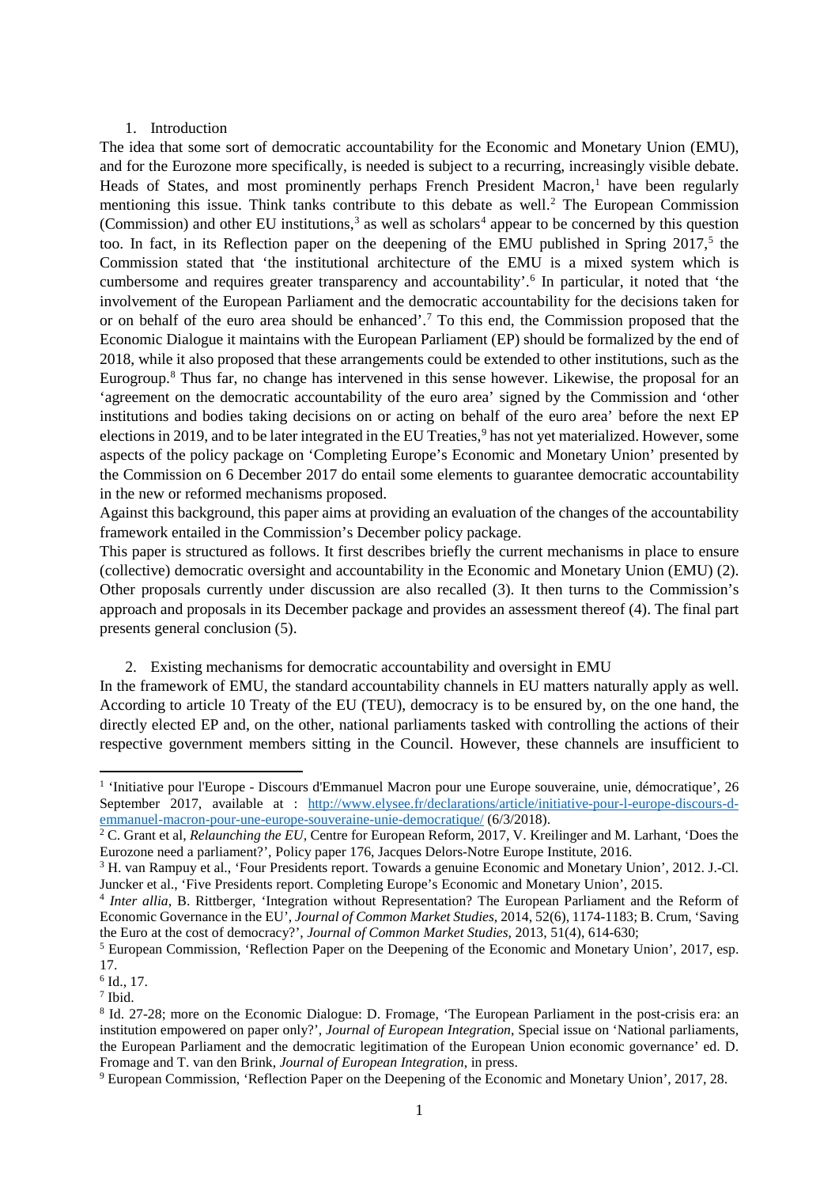## 1. Introduction

The idea that some sort of democratic accountability for the Economic and Monetary Union (EMU), and for the Eurozone more specifically, is needed is subject to a recurring, increasingly visible debate. Heads of States, and most prominently perhaps French President Macron,[1] have been regularly mentioning this issue. Think tanks contribute to this debate as well.[2] The European Commission (Commission) and other EU institutions,[3] as well as scholars[4] appear to be concerned by this question too. In fact, in its Reflection paper on the deepening of the EMU published in Spring 2017,[5] the Commission stated that 'the institutional architecture of the EMU is a mixed system which is cumbersome and requires greater transparency and accountability'.[6] In particular, it noted that 'the involvement of the European Parliament and the democratic accountability for the decisions taken for or on behalf of the euro area should be enhanced'.[7] To this end, the Commission proposed that the Economic Dialogue it maintains with the European Parliament (EP) should be formalized by the end of 2018, while it also proposed that these arrangements could be extended to other institutions, such as the Eurogroup.[8] Thus far, no change has intervened in this sense however. Likewise, the proposal for an 'agreement on the democratic accountability of the euro area' signed by the Commission and 'other institutions and bodies taking decisions on or acting on behalf of the euro area' before the next EP elections in 2019, and to be later integrated in the EU Treaties,[9] has not yet materialized. However, some aspects of the policy package on 'Completing Europe's Economic and Monetary Union' presented by the Commission on 6 December 2017 do entail some elements to guarantee democratic accountability in the new or reformed mechanisms proposed.

Against this background, this paper aims at providing an evaluation of the changes of the accountability framework entailed in the Commission's December policy package.

This paper is structured as follows. It first describes briefly the current mechanisms in place to ensure (collective) democratic oversight and accountability in the Economic and Monetary Union (EMU) (2). Other proposals currently under discussion are also recalled (3). It then turns to the Commission's approach and proposals in its December package and provides an assessment thereof (4). The final part presents general conclusion (5).

## 2. Existing mechanisms for democratic accountability and oversight in EMU

In the framework of EMU, the standard accountability channels in EU matters naturally apply as well. According to article 10 Treaty of the EU (TEU), democracy is to be ensured by, on the one hand, the directly elected EP and, on the other, national parliaments tasked with controlling the actions of their respective government members sitting in the Council. However, these channels are insufficient to

---

[1] 'Initiative pour l'Europe - Discours d'Emmanuel Macron pour une Europe souveraine, unie, démocratique', 26 September 2017, available at : http://www.elysee.fr/declarations/article/initiative-pour-l-europe-discours-d-emmanuel-macron-pour-une-europe-souveraine-unie-democratique/ (6/3/2018).

[2] C. Grant et al, *Relaunching the EU*, Centre for European Reform, 2017, V. Kreilinger and M. Larhant, 'Does the Eurozone need a parliament?', Policy paper 176, Jacques Delors-Notre Europe Institute, 2016.

[3] H. van Rampuy et al., 'Four Presidents report. Towards a genuine Economic and Monetary Union', 2012. J.-Cl. Juncker et al., 'Five Presidents report. Completing Europe's Economic and Monetary Union', 2015.

[4] *Inter allia*, B. Rittberger, 'Integration without Representation? The European Parliament and the Reform of Economic Governance in the EU', *Journal of Common Market Studies*, 2014, 52(6), 1174-1183; B. Crum, 'Saving the Euro at the cost of democracy?', *Journal of Common Market Studies*, 2013, 51(4), 614-630;

[5] European Commission, 'Reflection Paper on the Deepening of the Economic and Monetary Union', 2017, esp. 17.

[6] Id., 17.

[7] Ibid.

[8] Id. 27-28; more on the Economic Dialogue: D. Fromage, 'The European Parliament in the post-crisis era: an institution empowered on paper only?', *Journal of European Integration*, Special issue on 'National parliaments, the European Parliament and the democratic legitimation of the European Union economic governance' ed. D. Fromage and T. van den Brink, *Journal of European Integration*, in press.

[9] European Commission, 'Reflection Paper on the Deepening of the Economic and Monetary Union', 2017, 28.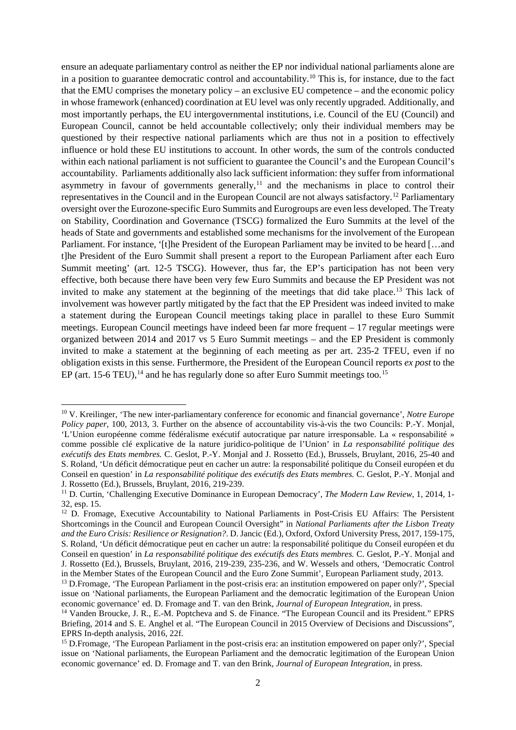ensure an adequate parliamentary control as neither the EP nor individual national parliaments alone are in a position to guarantee democratic control and accountability.[10] This is, for instance, due to the fact that the EMU comprises the monetary policy – an exclusive EU competence – and the economic policy in whose framework (enhanced) coordination at EU level was only recently upgraded. Additionally, and most importantly perhaps, the EU intergovernmental institutions, i.e. Council of the EU (Council) and European Council, cannot be held accountable collectively; only their individual members may be questioned by their respective national parliaments which are thus not in a position to effectively influence or hold these EU institutions to account. In other words, the sum of the controls conducted within each national parliament is not sufficient to guarantee the Council's and the European Council's accountability. Parliaments additionally also lack sufficient information: they suffer from informational asymmetry in favour of governments generally,[11] and the mechanisms in place to control their representatives in the Council and in the European Council are not always satisfactory.[12] Parliamentary oversight over the Eurozone-specific Euro Summits and Eurogroups are even less developed. The Treaty on Stability, Coordination and Governance (TSCG) formalized the Euro Summits at the level of the heads of State and governments and established some mechanisms for the involvement of the European Parliament. For instance, '[t]he President of the European Parliament may be invited to be heard […and t]he President of the Euro Summit shall present a report to the European Parliament after each Euro Summit meeting' (art. 12-5 TSCG). However, thus far, the EP's participation has not been very effective, both because there have been very few Euro Summits and because the EP President was not invited to make any statement at the beginning of the meetings that did take place.[13] This lack of involvement was however partly mitigated by the fact that the EP President was indeed invited to make a statement during the European Council meetings taking place in parallel to these Euro Summit meetings. European Council meetings have indeed been far more frequent – 17 regular meetings were organized between 2014 and 2017 vs 5 Euro Summit meetings – and the EP President is commonly invited to make a statement at the beginning of each meeting as per art. 235-2 TFEU, even if no obligation exists in this sense. Furthermore, the President of the European Council reports *ex post* to the EP (art. 15-6 TEU),[14] and he has regularly done so after Euro Summit meetings too.[15]

---

[10] V. Kreilinger, 'The new inter-parliamentary conference for economic and financial governance', *Notre Europe Policy paper*, 100, 2013, 3. Further on the absence of accountability vis-à-vis the two Councils: P.-Y. Monjal, 'L'Union européenne comme fédéralisme exécutif autocratique par nature irresponsable. La « responsabilité » comme possible clé explicative de la nature juridico-politique de l'Union' in *La responsabilité politique des exécutifs des Etats membres.* C. Geslot, P.-Y. Monjal and J. Rossetto (Ed.), Brussels, Bruylant, 2016, 25-40 and S. Roland, 'Un déficit démocratique peut en cacher un autre: la responsabilité politique du Conseil européen et du Conseil en question' in *La responsabilité politique des exécutifs des Etats membres.* C. Geslot, P.-Y. Monjal and J. Rossetto (Ed.), Brussels, Bruylant, 2016, 219-239.

[11] D. Curtin, 'Challenging Executive Dominance in European Democracy', *The Modern Law Review*, 1, 2014, 1-32, esp. 15.

[12] D. Fromage, Executive Accountability to National Parliaments in Post-Crisis EU Affairs: The Persistent Shortcomings in the Council and European Council Oversight" in *National Parliaments after the Lisbon Treaty and the Euro Crisis: Resilience or Resignation?*. D. Jancic (Ed.), Oxford, Oxford University Press, 2017, 159-175, S. Roland, 'Un déficit démocratique peut en cacher un autre: la responsabilité politique du Conseil européen et du Conseil en question' in *La responsabilité politique des exécutifs des Etats membres.* C. Geslot, P.-Y. Monjal and J. Rossetto (Ed.), Brussels, Bruylant, 2016, 219-239, 235-236, and W. Wessels and others, 'Democratic Control in the Member States of the European Council and the Euro Zone Summit', European Parliament study, 2013.

[13] D.Fromage, 'The European Parliament in the post-crisis era: an institution empowered on paper only?', Special issue on 'National parliaments, the European Parliament and the democratic legitimation of the European Union economic governance' ed. D. Fromage and T. van den Brink, *Journal of European Integration*, in press.

[14] Vanden Broucke, J. R., E.-M. Poptcheva and S. de Finance. "The European Council and its President." EPRS Briefing, 2014 and S. E. Anghel et al. "The European Council in 2015 Overview of Decisions and Discussions", EPRS In-depth analysis, 2016, 22f.

[15] D.Fromage, 'The European Parliament in the post-crisis era: an institution empowered on paper only?', Special issue on 'National parliaments, the European Parliament and the democratic legitimation of the European Union economic governance' ed. D. Fromage and T. van den Brink, *Journal of European Integration*, in press.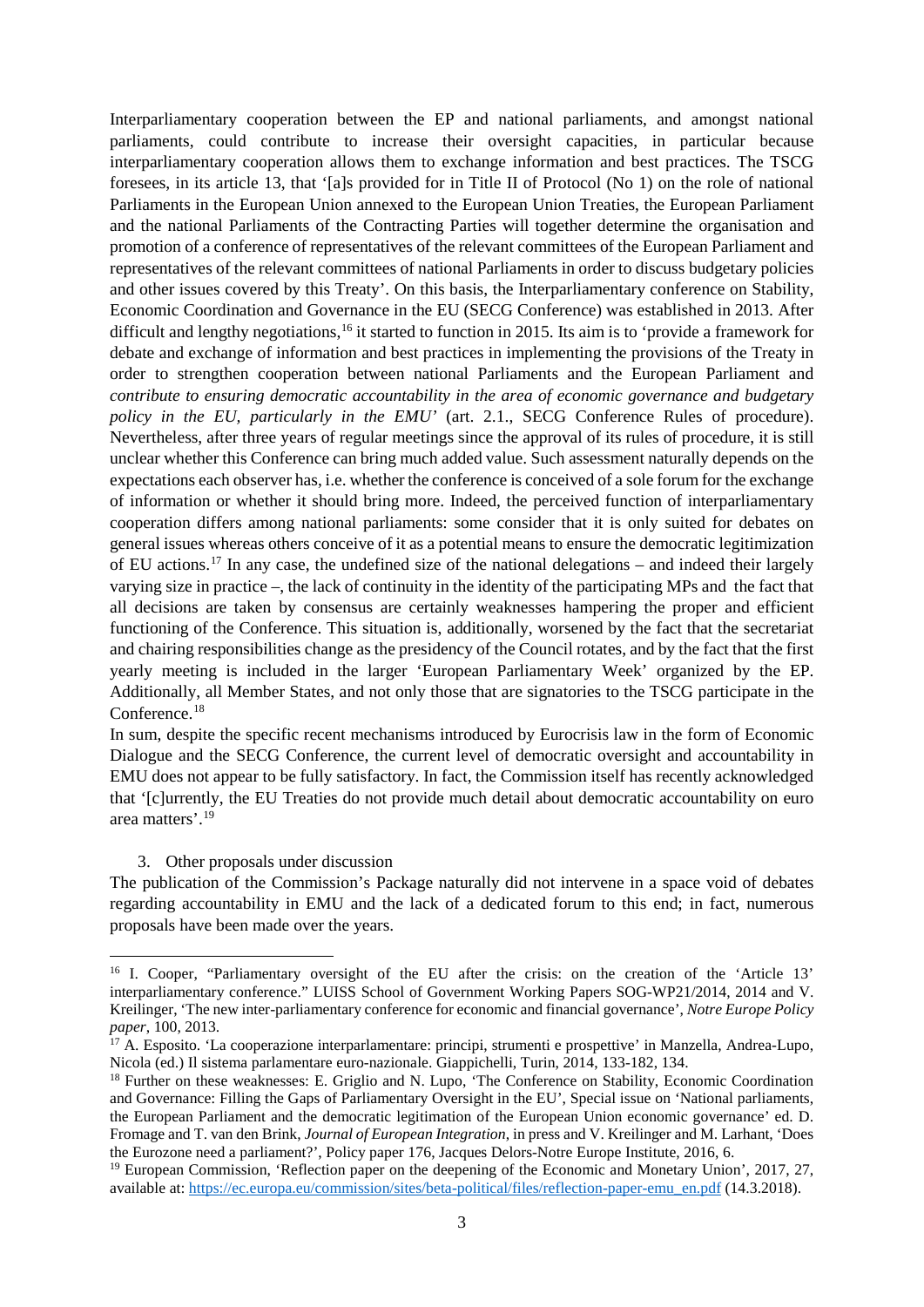Interparliamentary cooperation between the EP and national parliaments, and amongst national parliaments, could contribute to increase their oversight capacities, in particular because interparliamentary cooperation allows them to exchange information and best practices. The TSCG foresees, in its article 13, that '[a]s provided for in Title II of Protocol (No 1) on the role of national Parliaments in the European Union annexed to the European Union Treaties, the European Parliament and the national Parliaments of the Contracting Parties will together determine the organisation and promotion of a conference of representatives of the relevant committees of the European Parliament and representatives of the relevant committees of national Parliaments in order to discuss budgetary policies and other issues covered by this Treaty'. On this basis, the Interparliamentary conference on Stability, Economic Coordination and Governance in the EU (SECG Conference) was established in 2013. After difficult and lengthy negotiations,[16] it started to function in 2015. Its aim is to 'provide a framework for debate and exchange of information and best practices in implementing the provisions of the Treaty in order to strengthen cooperation between national Parliaments and the European Parliament and *contribute to ensuring democratic accountability in the area of economic governance and budgetary policy in the EU, particularly in the EMU*' (art. 2.1., SECG Conference Rules of procedure). Nevertheless, after three years of regular meetings since the approval of its rules of procedure, it is still unclear whether this Conference can bring much added value. Such assessment naturally depends on the expectations each observer has, i.e. whether the conference is conceived of a sole forum for the exchange of information or whether it should bring more. Indeed, the perceived function of interparliamentary cooperation differs among national parliaments: some consider that it is only suited for debates on general issues whereas others conceive of it as a potential means to ensure the democratic legitimization of EU actions.[17] In any case, the undefined size of the national delegations – and indeed their largely varying size in practice –, the lack of continuity in the identity of the participating MPs and the fact that all decisions are taken by consensus are certainly weaknesses hampering the proper and efficient functioning of the Conference. This situation is, additionally, worsened by the fact that the secretariat and chairing responsibilities change as the presidency of the Council rotates, and by the fact that the first yearly meeting is included in the larger 'European Parliamentary Week' organized by the EP. Additionally, all Member States, and not only those that are signatories to the TSCG participate in the Conference.[18]

In sum, despite the specific recent mechanisms introduced by Eurocrisis law in the form of Economic Dialogue and the SECG Conference, the current level of democratic oversight and accountability in EMU does not appear to be fully satisfactory. In fact, the Commission itself has recently acknowledged that '[c]urrently, the EU Treaties do not provide much detail about democratic accountability on euro area matters'.[19]

## 3. Other proposals under discussion

The publication of the Commission's Package naturally did not intervene in a space void of debates regarding accountability in EMU and the lack of a dedicated forum to this end; in fact, numerous proposals have been made over the years.

---

[16] I. Cooper, "Parliamentary oversight of the EU after the crisis: on the creation of the 'Article 13' interparliamentary conference." LUISS School of Government Working Papers SOG-WP21/2014, 2014 and V. Kreilinger, 'The new inter-parliamentary conference for economic and financial governance', *Notre Europe Policy paper*, 100, 2013.

[17] A. Esposito. 'La cooperazione interparlamentare: principi, strumenti e prospettive' in Manzella, Andrea-Lupo, Nicola (ed.) Il sistema parlamentare euro-nazionale. Giappichelli, Turin, 2014, 133-182, 134.

[18] Further on these weaknesses: E. Griglio and N. Lupo, 'The Conference on Stability, Economic Coordination and Governance: Filling the Gaps of Parliamentary Oversight in the EU', Special issue on 'National parliaments, the European Parliament and the democratic legitimation of the European Union economic governance' ed. D. Fromage and T. van den Brink, *Journal of European Integration*, in press and V. Kreilinger and M. Larhant, 'Does the Eurozone need a parliament?', Policy paper 176, Jacques Delors-Notre Europe Institute, 2016, 6.

[19] European Commission, 'Reflection paper on the deepening of the Economic and Monetary Union', 2017, 27, available at: https://ec.europa.eu/commission/sites/beta-political/files/reflection-paper-emu_en.pdf (14.3.2018).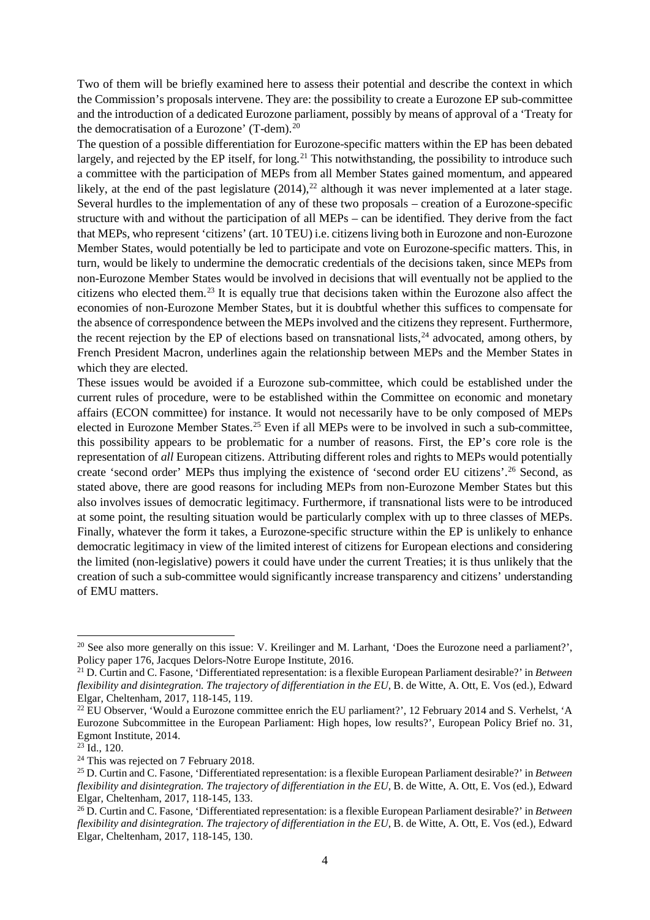Two of them will be briefly examined here to assess their potential and describe the context in which the Commission's proposals intervene. They are: the possibility to create a Eurozone EP sub-committee and the introduction of a dedicated Eurozone parliament, possibly by means of approval of a 'Treaty for the democratisation of a Eurozone' (T-dem).[20]

The question of a possible differentiation for Eurozone-specific matters within the EP has been debated largely, and rejected by the EP itself, for long.[21] This notwithstanding, the possibility to introduce such a committee with the participation of MEPs from all Member States gained momentum, and appeared likely, at the end of the past legislature (2014),[22] although it was never implemented at a later stage. Several hurdles to the implementation of any of these two proposals – creation of a Eurozone-specific structure with and without the participation of all MEPs – can be identified. They derive from the fact that MEPs, who represent 'citizens' (art. 10 TEU) i.e. citizens living both in Eurozone and non-Eurozone Member States, would potentially be led to participate and vote on Eurozone-specific matters. This, in turn, would be likely to undermine the democratic credentials of the decisions taken, since MEPs from non-Eurozone Member States would be involved in decisions that will eventually not be applied to the citizens who elected them.[23] It is equally true that decisions taken within the Eurozone also affect the economies of non-Eurozone Member States, but it is doubtful whether this suffices to compensate for the absence of correspondence between the MEPs involved and the citizens they represent. Furthermore, the recent rejection by the EP of elections based on transnational lists,[24] advocated, among others, by French President Macron, underlines again the relationship between MEPs and the Member States in which they are elected.

These issues would be avoided if a Eurozone sub-committee, which could be established under the current rules of procedure, were to be established within the Committee on economic and monetary affairs (ECON committee) for instance. It would not necessarily have to be only composed of MEPs elected in Eurozone Member States.[25] Even if all MEPs were to be involved in such a sub-committee, this possibility appears to be problematic for a number of reasons. First, the EP's core role is the representation of *all* European citizens. Attributing different roles and rights to MEPs would potentially create 'second order' MEPs thus implying the existence of 'second order EU citizens'.[26] Second, as stated above, there are good reasons for including MEPs from non-Eurozone Member States but this also involves issues of democratic legitimacy. Furthermore, if transnational lists were to be introduced at some point, the resulting situation would be particularly complex with up to three classes of MEPs. Finally, whatever the form it takes, a Eurozone-specific structure within the EP is unlikely to enhance democratic legitimacy in view of the limited interest of citizens for European elections and considering the limited (non-legislative) powers it could have under the current Treaties; it is thus unlikely that the creation of such a sub-committee would significantly increase transparency and citizens' understanding of EMU matters.

---

[20] See also more generally on this issue: V. Kreilinger and M. Larhant, 'Does the Eurozone need a parliament?', Policy paper 176, Jacques Delors-Notre Europe Institute, 2016.

[21] D. Curtin and C. Fasone, 'Differentiated representation: is a flexible European Parliament desirable?' in *Between flexibility and disintegration. The trajectory of differentiation in the EU*, B. de Witte, A. Ott, E. Vos (ed.), Edward Elgar, Cheltenham, 2017, 118-145, 119.

[22] EU Observer, 'Would a Eurozone committee enrich the EU parliament?', 12 February 2014 and S. Verhelst, 'A Eurozone Subcommittee in the European Parliament: High hopes, low results?', European Policy Brief no. 31, Egmont Institute, 2014.

[23] Id., 120.

[24] This was rejected on 7 February 2018.

[25] D. Curtin and C. Fasone, 'Differentiated representation: is a flexible European Parliament desirable?' in *Between flexibility and disintegration. The trajectory of differentiation in the EU*, B. de Witte, A. Ott, E. Vos (ed.), Edward Elgar, Cheltenham, 2017, 118-145, 133.

[26] D. Curtin and C. Fasone, 'Differentiated representation: is a flexible European Parliament desirable?' in *Between flexibility and disintegration. The trajectory of differentiation in the EU*, B. de Witte, A. Ott, E. Vos (ed.), Edward Elgar, Cheltenham, 2017, 118-145, 130.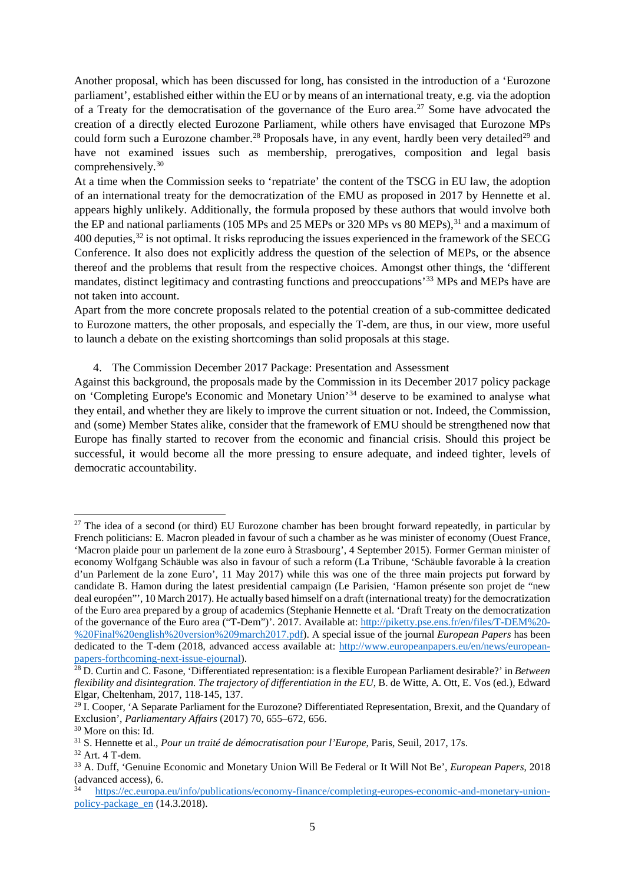Another proposal, which has been discussed for long, has consisted in the introduction of a 'Eurozone parliament', established either within the EU or by means of an international treaty, e.g. via the adoption of a Treaty for the democratisation of the governance of the Euro area.[27] Some have advocated the creation of a directly elected Eurozone Parliament, while others have envisaged that Eurozone MPs could form such a Eurozone chamber.[28] Proposals have, in any event, hardly been very detailed[29] and have not examined issues such as membership, prerogatives, composition and legal basis comprehensively.[30]

At a time when the Commission seeks to 'repatriate' the content of the TSCG in EU law, the adoption of an international treaty for the democratization of the EMU as proposed in 2017 by Hennette et al. appears highly unlikely. Additionally, the formula proposed by these authors that would involve both the EP and national parliaments (105 MPs and 25 MEPs or 320 MPs vs 80 MEPs),[31] and a maximum of 400 deputies,[32] is not optimal. It risks reproducing the issues experienced in the framework of the SECG Conference. It also does not explicitly address the question of the selection of MEPs, or the absence thereof and the problems that result from the respective choices. Amongst other things, the 'different mandates, distinct legitimacy and contrasting functions and preoccupations'[33] MPs and MEPs have are not taken into account.

Apart from the more concrete proposals related to the potential creation of a sub-committee dedicated to Eurozone matters, the other proposals, and especially the T-dem, are thus, in our view, more useful to launch a debate on the existing shortcomings than solid proposals at this stage.

## 4. The Commission December 2017 Package: Presentation and Assessment

Against this background, the proposals made by the Commission in its December 2017 policy package on 'Completing Europe's Economic and Monetary Union'[34] deserve to be examined to analyse what they entail, and whether they are likely to improve the current situation or not. Indeed, the Commission, and (some) Member States alike, consider that the framework of EMU should be strengthened now that Europe has finally started to recover from the economic and financial crisis. Should this project be successful, it would become all the more pressing to ensure adequate, and indeed tighter, levels of democratic accountability.

---

[27] The idea of a second (or third) EU Eurozone chamber has been brought forward repeatedly, in particular by French politicians: E. Macron pleaded in favour of such a chamber as he was minister of economy (Ouest France, 'Macron plaide pour un parlement de la zone euro à Strasbourg', 4 September 2015). Former German minister of economy Wolfgang Schäuble was also in favour of such a reform (La Tribune, 'Schäuble favorable à la creation d'un Parlement de la zone Euro', 11 May 2017) while this was one of the three main projects put forward by candidate B. Hamon during the latest presidential campaign (Le Parisien, 'Hamon présente son projet de "new deal européen"', 10 March 2017). He actually based himself on a draft (international treaty) for the democratization of the Euro area prepared by a group of academics (Stephanie Hennette et al. 'Draft Treaty on the democratization of the governance of the Euro area ("T-Dem")'. 2017. Available at: http://piketty.pse.ens.fr/en/files/T-DEM%20-%20Final%20english%20version%209march2017.pdf). A special issue of the journal *European Papers* has been dedicated to the T-dem (2018, advanced access available at: http://www.europeanpapers.eu/en/news/european-papers-forthcoming-next-issue-ejournal).

[28] D. Curtin and C. Fasone, 'Differentiated representation: is a flexible European Parliament desirable?' in *Between flexibility and disintegration. The trajectory of differentiation in the EU*, B. de Witte, A. Ott, E. Vos (ed.), Edward Elgar, Cheltenham, 2017, 118-145, 137.

[29] I. Cooper, 'A Separate Parliament for the Eurozone? Differentiated Representation, Brexit, and the Quandary of Exclusion', *Parliamentary Affairs* (2017) 70, 655–672, 656.

[30] More on this: Id.

[31] S. Hennette et al., *Pour un traité de démocratisation pour l'Europe*, Paris, Seuil, 2017, 17s.

[32] Art. 4 T-dem.

[33] A. Duff, 'Genuine Economic and Monetary Union Will Be Federal or It Will Not Be', *European Papers*, 2018 (advanced access), 6.

[34] https://ec.europa.eu/info/publications/economy-finance/completing-europes-economic-and-monetary-union-policy-package_en (14.3.2018).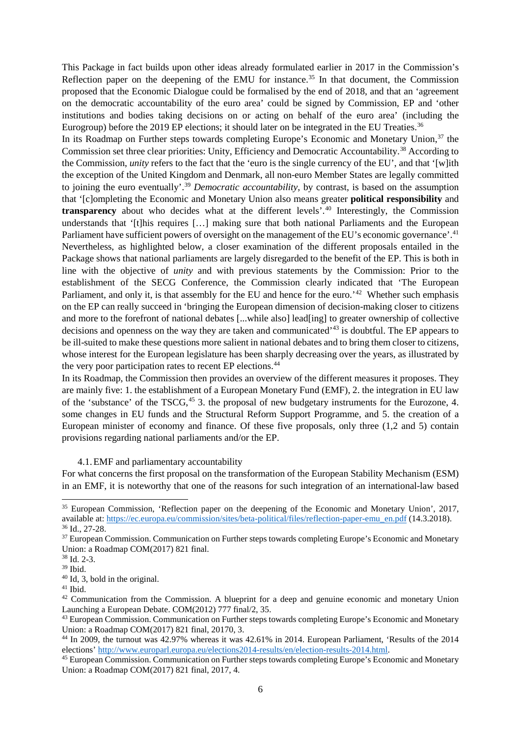This Package in fact builds upon other ideas already formulated earlier in 2017 in the Commission's Reflection paper on the deepening of the EMU for instance.[35] In that document, the Commission proposed that the Economic Dialogue could be formalised by the end of 2018, and that an 'agreement on the democratic accountability of the euro area' could be signed by Commission, EP and 'other institutions and bodies taking decisions on or acting on behalf of the euro area' (including the Eurogroup) before the 2019 EP elections; it should later on be integrated in the EU Treaties.[36]

In its Roadmap on Further steps towards completing Europe's Economic and Monetary Union,[37] the Commission set three clear priorities: Unity, Efficiency and Democratic Accountability.[38] According to the Commission, *unity* refers to the fact that the 'euro is the single currency of the EU', and that '[w]ith the exception of the United Kingdom and Denmark, all non-euro Member States are legally committed to joining the euro eventually'.[39] *Democratic accountability*, by contrast, is based on the assumption that '[c]ompleting the Economic and Monetary Union also means greater **political responsibility** and **transparency** about who decides what at the different levels'.[40] Interestingly, the Commission understands that '[t]his requires […] making sure that both national Parliaments and the European Parliament have sufficient powers of oversight on the management of the EU's economic governance'.[41] Nevertheless, as highlighted below, a closer examination of the different proposals entailed in the Package shows that national parliaments are largely disregarded to the benefit of the EP. This is both in line with the objective of *unity* and with previous statements by the Commission: Prior to the establishment of the SECG Conference, the Commission clearly indicated that 'The European Parliament, and only it, is that assembly for the EU and hence for the euro.'[42] Whether such emphasis on the EP can really succeed in 'bringing the European dimension of decision-making closer to citizens and more to the forefront of national debates [...while also] lead[ing] to greater ownership of collective decisions and openness on the way they are taken and communicated'[43] is doubtful. The EP appears to be ill-suited to make these questions more salient in national debates and to bring them closer to citizens, whose interest for the European legislature has been sharply decreasing over the years, as illustrated by the very poor participation rates to recent EP elections.[44]

In its Roadmap, the Commission then provides an overview of the different measures it proposes. They are mainly five: 1. the establishment of a European Monetary Fund (EMF), 2. the integration in EU law of the 'substance' of the TSCG,[45] 3. the proposal of new budgetary instruments for the Eurozone, 4. some changes in EU funds and the Structural Reform Support Programme, and 5. the creation of a European minister of economy and finance. Of these five proposals, only three (1,2 and 5) contain provisions regarding national parliaments and/or the EP.

### 4.1. EMF and parliamentary accountability

For what concerns the first proposal on the transformation of the European Stability Mechanism (ESM) in an EMF, it is noteworthy that one of the reasons for such integration of an international-law based

---

[35] European Commission, 'Reflection paper on the deepening of the Economic and Monetary Union', 2017, available at: https://ec.europa.eu/commission/sites/beta-political/files/reflection-paper-emu_en.pdf (14.3.2018).

[36] Id., 27-28.

[37] European Commission. Communication on Further steps towards completing Europe's Economic and Monetary Union: a Roadmap COM(2017) 821 final.

[38] Id. 2-3.

[39] Ibid.

[40] Id, 3, bold in the original.

[41] Ibid.

[42] Communication from the Commission. A blueprint for a deep and genuine economic and monetary Union Launching a European Debate. COM(2012) 777 final/2, 35.

[43] European Commission. Communication on Further steps towards completing Europe's Economic and Monetary Union: a Roadmap COM(2017) 821 final, 20170, 3.

[44] In 2009, the turnout was 42.97% whereas it was 42.61% in 2014. European Parliament, 'Results of the 2014 elections' http://www.europarl.europa.eu/elections2014-results/en/election-results-2014.html.

[45] European Commission. Communication on Further steps towards completing Europe's Economic and Monetary Union: a Roadmap COM(2017) 821 final, 2017, 4.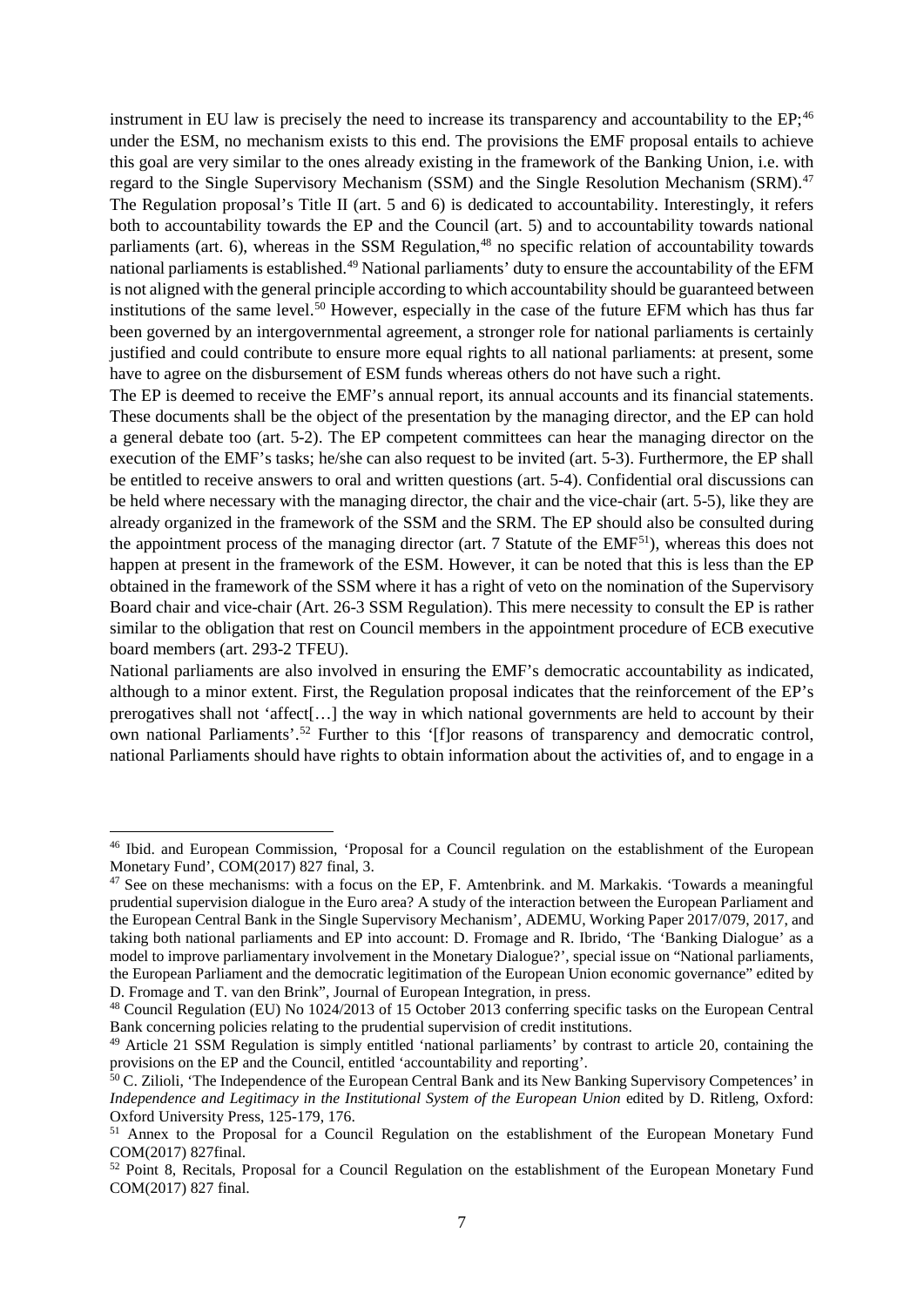instrument in EU law is precisely the need to increase its transparency and accountability to the EP;[46] under the ESM, no mechanism exists to this end. The provisions the EMF proposal entails to achieve this goal are very similar to the ones already existing in the framework of the Banking Union, i.e. with regard to the Single Supervisory Mechanism (SSM) and the Single Resolution Mechanism (SRM).[47] The Regulation proposal's Title II (art. 5 and 6) is dedicated to accountability. Interestingly, it refers both to accountability towards the EP and the Council (art. 5) and to accountability towards national parliaments (art. 6), whereas in the SSM Regulation,[48] no specific relation of accountability towards national parliaments is established.[49] National parliaments' duty to ensure the accountability of the EFM is not aligned with the general principle according to which accountability should be guaranteed between institutions of the same level.[50] However, especially in the case of the future EFM which has thus far been governed by an intergovernmental agreement, a stronger role for national parliaments is certainly justified and could contribute to ensure more equal rights to all national parliaments: at present, some have to agree on the disbursement of ESM funds whereas others do not have such a right.

The EP is deemed to receive the EMF's annual report, its annual accounts and its financial statements. These documents shall be the object of the presentation by the managing director, and the EP can hold a general debate too (art. 5-2). The EP competent committees can hear the managing director on the execution of the EMF's tasks; he/she can also request to be invited (art. 5-3). Furthermore, the EP shall be entitled to receive answers to oral and written questions (art. 5-4). Confidential oral discussions can be held where necessary with the managing director, the chair and the vice-chair (art. 5-5), like they are already organized in the framework of the SSM and the SRM. The EP should also be consulted during the appointment process of the managing director (art. 7 Statute of the EMF[51]), whereas this does not happen at present in the framework of the ESM. However, it can be noted that this is less than the EP obtained in the framework of the SSM where it has a right of veto on the nomination of the Supervisory Board chair and vice-chair (Art. 26-3 SSM Regulation). This mere necessity to consult the EP is rather similar to the obligation that rest on Council members in the appointment procedure of ECB executive board members (art. 293-2 TFEU).

National parliaments are also involved in ensuring the EMF's democratic accountability as indicated, although to a minor extent. First, the Regulation proposal indicates that the reinforcement of the EP's prerogatives shall not 'affect[…] the way in which national governments are held to account by their own national Parliaments'.[52] Further to this '[f]or reasons of transparency and democratic control, national Parliaments should have rights to obtain information about the activities of, and to engage in a

---

[46] Ibid. and European Commission, 'Proposal for a Council regulation on the establishment of the European Monetary Fund', COM(2017) 827 final, 3.

[47] See on these mechanisms: with a focus on the EP, F. Amtenbrink. and M. Markakis. 'Towards a meaningful prudential supervision dialogue in the Euro area? A study of the interaction between the European Parliament and the European Central Bank in the Single Supervisory Mechanism', ADEMU, Working Paper 2017/079, 2017, and taking both national parliaments and EP into account: D. Fromage and R. Ibrido, 'The 'Banking Dialogue' as a model to improve parliamentary involvement in the Monetary Dialogue?', special issue on "National parliaments, the European Parliament and the democratic legitimation of the European Union economic governance" edited by D. Fromage and T. van den Brink", Journal of European Integration, in press.

[48] Council Regulation (EU) No 1024/2013 of 15 October 2013 conferring specific tasks on the European Central Bank concerning policies relating to the prudential supervision of credit institutions.

[49] Article 21 SSM Regulation is simply entitled 'national parliaments' by contrast to article 20, containing the provisions on the EP and the Council, entitled 'accountability and reporting'.

[50] C. Zilioli, 'The Independence of the European Central Bank and its New Banking Supervisory Competences' in *Independence and Legitimacy in the Institutional System of the European Union* edited by D. Ritleng, Oxford: Oxford University Press, 125-179, 176.

[51] Annex to the Proposal for a Council Regulation on the establishment of the European Monetary Fund COM(2017) 827final.

[52] Point 8, Recitals, Proposal for a Council Regulation on the establishment of the European Monetary Fund COM(2017) 827 final.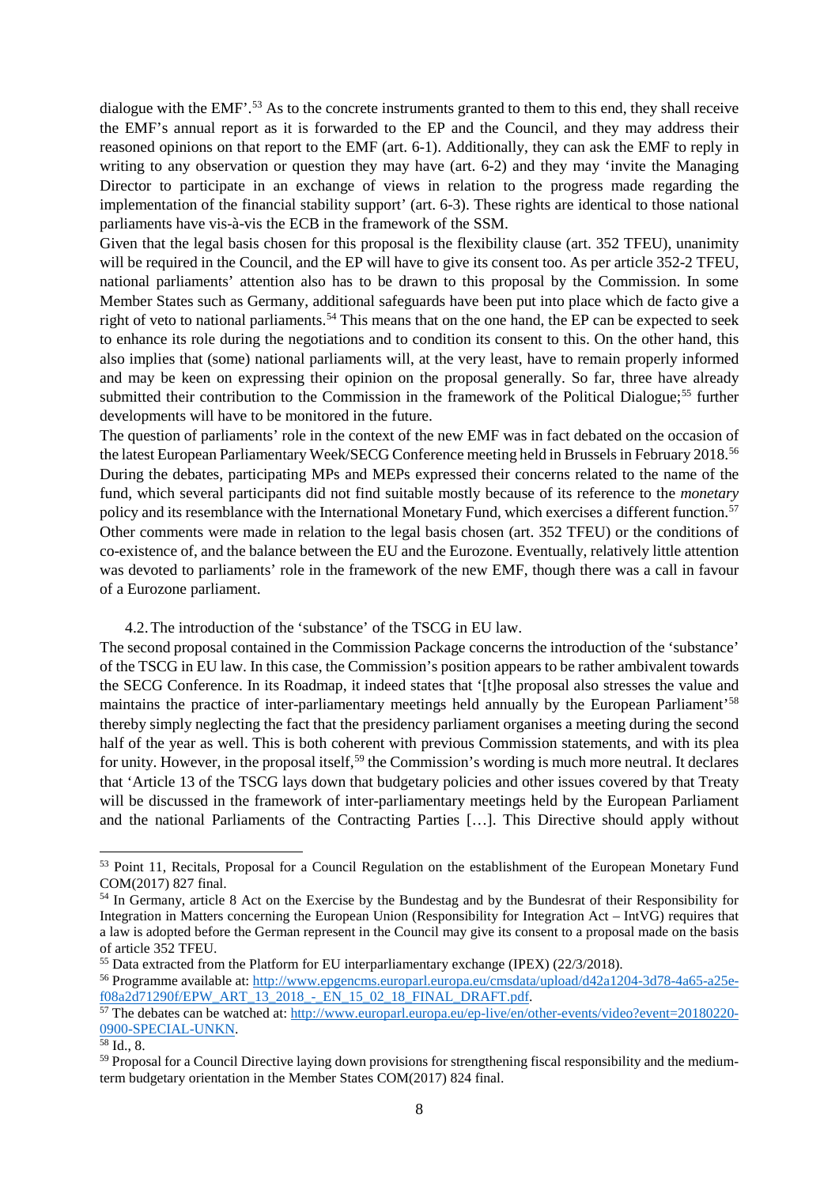dialogue with the EMF'.[53] As to the concrete instruments granted to them to this end, they shall receive the EMF's annual report as it is forwarded to the EP and the Council, and they may address their reasoned opinions on that report to the EMF (art. 6-1). Additionally, they can ask the EMF to reply in writing to any observation or question they may have (art. 6-2) and they may 'invite the Managing Director to participate in an exchange of views in relation to the progress made regarding the implementation of the financial stability support' (art. 6-3). These rights are identical to those national parliaments have vis-à-vis the ECB in the framework of the SSM.

Given that the legal basis chosen for this proposal is the flexibility clause (art. 352 TFEU), unanimity will be required in the Council, and the EP will have to give its consent too. As per article 352-2 TFEU, national parliaments' attention also has to be drawn to this proposal by the Commission. In some Member States such as Germany, additional safeguards have been put into place which de facto give a right of veto to national parliaments.[54] This means that on the one hand, the EP can be expected to seek to enhance its role during the negotiations and to condition its consent to this. On the other hand, this also implies that (some) national parliaments will, at the very least, have to remain properly informed and may be keen on expressing their opinion on the proposal generally. So far, three have already submitted their contribution to the Commission in the framework of the Political Dialogue;[55] further developments will have to be monitored in the future.

The question of parliaments' role in the context of the new EMF was in fact debated on the occasion of the latest European Parliamentary Week/SECG Conference meeting held in Brussels in February 2018.[56] During the debates, participating MPs and MEPs expressed their concerns related to the name of the fund, which several participants did not find suitable mostly because of its reference to the *monetary* policy and its resemblance with the International Monetary Fund, which exercises a different function.[57] Other comments were made in relation to the legal basis chosen (art. 352 TFEU) or the conditions of co-existence of, and the balance between the EU and the Eurozone. Eventually, relatively little attention was devoted to parliaments' role in the framework of the new EMF, though there was a call in favour of a Eurozone parliament.

### 4.2. The introduction of the 'substance' of the TSCG in EU law.

The second proposal contained in the Commission Package concerns the introduction of the 'substance' of the TSCG in EU law. In this case, the Commission's position appears to be rather ambivalent towards the SECG Conference. In its Roadmap, it indeed states that '[t]he proposal also stresses the value and maintains the practice of inter-parliamentary meetings held annually by the European Parliament'[58] thereby simply neglecting the fact that the presidency parliament organises a meeting during the second half of the year as well. This is both coherent with previous Commission statements, and with its plea for unity. However, in the proposal itself,[59] the Commission's wording is much more neutral. It declares that 'Article 13 of the TSCG lays down that budgetary policies and other issues covered by that Treaty will be discussed in the framework of inter-parliamentary meetings held by the European Parliament and the national Parliaments of the Contracting Parties […]. This Directive should apply without

---

[53] Point 11, Recitals, Proposal for a Council Regulation on the establishment of the European Monetary Fund COM(2017) 827 final.

[54] In Germany, article 8 Act on the Exercise by the Bundestag and by the Bundesrat of their Responsibility for Integration in Matters concerning the European Union (Responsibility for Integration Act – IntVG) requires that a law is adopted before the German represent in the Council may give its consent to a proposal made on the basis of article 352 TFEU.

[55] Data extracted from the Platform for EU interparliamentary exchange (IPEX) (22/3/2018).

[56] Programme available at: http://www.epgencms.europarl.europa.eu/cmsdata/upload/d42a1204-3d78-4a65-a25e-f08a2d71290f/EPW_ART_13_2018_-_EN_15_02_18_FINAL_DRAFT.pdf.

[57] The debates can be watched at: http://www.europarl.europa.eu/ep-live/en/other-events/video?event=20180220-0900-SPECIAL-UNKN.

[58] Id., 8.

[59] Proposal for a Council Directive laying down provisions for strengthening fiscal responsibility and the medium-term budgetary orientation in the Member States COM(2017) 824 final.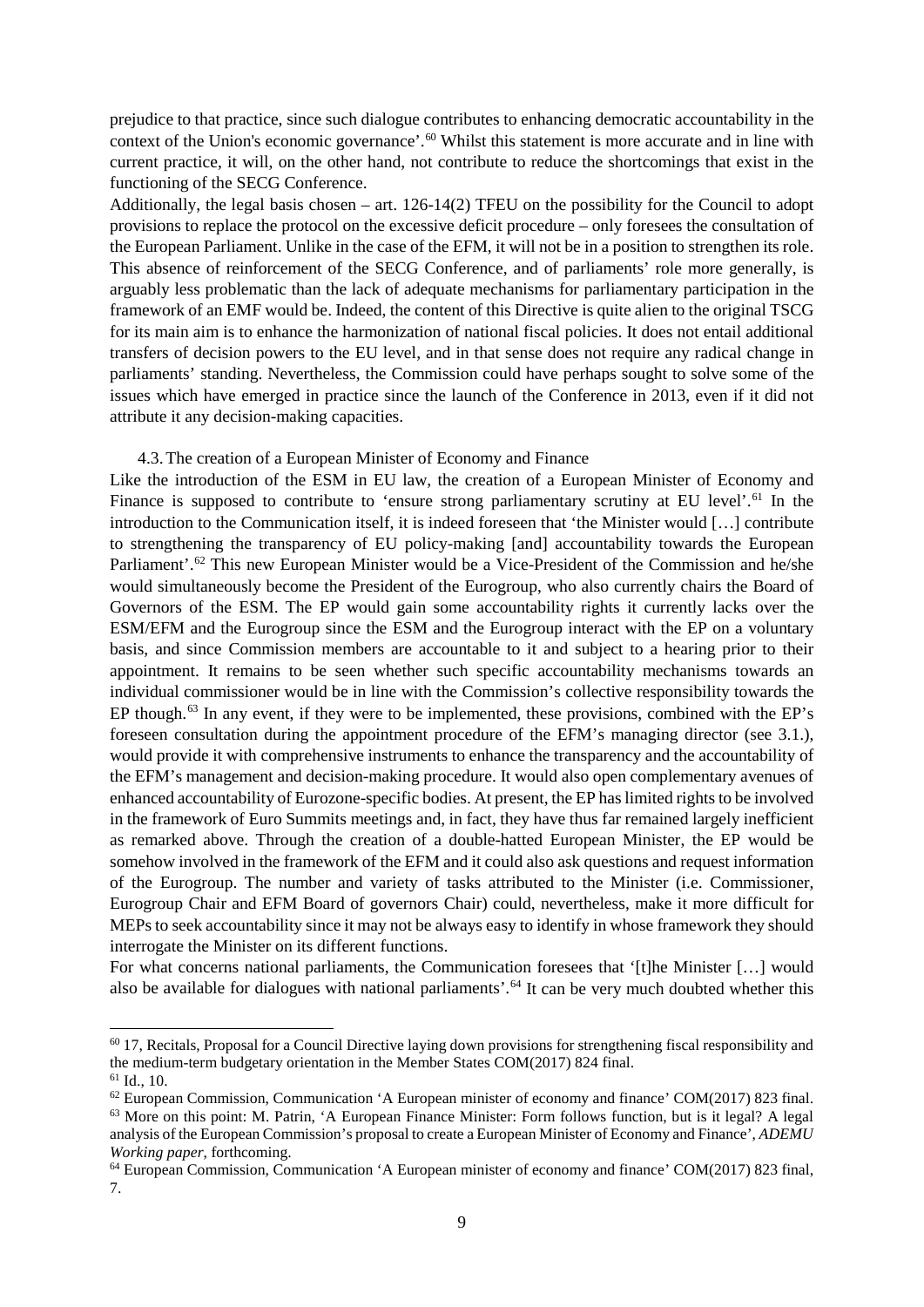prejudice to that practice, since such dialogue contributes to enhancing democratic accountability in the context of the Union's economic governance'.[60] Whilst this statement is more accurate and in line with current practice, it will, on the other hand, not contribute to reduce the shortcomings that exist in the functioning of the SECG Conference.

Additionally, the legal basis chosen – art. 126-14(2) TFEU on the possibility for the Council to adopt provisions to replace the protocol on the excessive deficit procedure – only foresees the consultation of the European Parliament. Unlike in the case of the EFM, it will not be in a position to strengthen its role. This absence of reinforcement of the SECG Conference, and of parliaments' role more generally, is arguably less problematic than the lack of adequate mechanisms for parliamentary participation in the framework of an EMF would be. Indeed, the content of this Directive is quite alien to the original TSCG for its main aim is to enhance the harmonization of national fiscal policies. It does not entail additional transfers of decision powers to the EU level, and in that sense does not require any radical change in parliaments' standing. Nevertheless, the Commission could have perhaps sought to solve some of the issues which have emerged in practice since the launch of the Conference in 2013, even if it did not attribute it any decision-making capacities.

### 4.3. The creation of a European Minister of Economy and Finance

Like the introduction of the ESM in EU law, the creation of a European Minister of Economy and Finance is supposed to contribute to 'ensure strong parliamentary scrutiny at EU level'.[61] In the introduction to the Communication itself, it is indeed foreseen that 'the Minister would […] contribute to strengthening the transparency of EU policy-making [and] accountability towards the European Parliament'.[62] This new European Minister would be a Vice-President of the Commission and he/she would simultaneously become the President of the Eurogroup, who also currently chairs the Board of Governors of the ESM. The EP would gain some accountability rights it currently lacks over the ESM/EFM and the Eurogroup since the ESM and the Eurogroup interact with the EP on a voluntary basis, and since Commission members are accountable to it and subject to a hearing prior to their appointment. It remains to be seen whether such specific accountability mechanisms towards an individual commissioner would be in line with the Commission's collective responsibility towards the EP though.[63] In any event, if they were to be implemented, these provisions, combined with the EP's foreseen consultation during the appointment procedure of the EFM's managing director (see 3.1.), would provide it with comprehensive instruments to enhance the transparency and the accountability of the EFM's management and decision-making procedure. It would also open complementary avenues of enhanced accountability of Eurozone-specific bodies. At present, the EP has limited rights to be involved in the framework of Euro Summits meetings and, in fact, they have thus far remained largely inefficient as remarked above. Through the creation of a double-hatted European Minister, the EP would be somehow involved in the framework of the EFM and it could also ask questions and request information of the Eurogroup. The number and variety of tasks attributed to the Minister (i.e. Commissioner, Eurogroup Chair and EFM Board of governors Chair) could, nevertheless, make it more difficult for MEPs to seek accountability since it may not be always easy to identify in whose framework they should interrogate the Minister on its different functions.

For what concerns national parliaments, the Communication foresees that '[t]he Minister […] would also be available for dialogues with national parliaments'.[64] It can be very much doubted whether this

---

[60] 17, Recitals, Proposal for a Council Directive laying down provisions for strengthening fiscal responsibility and the medium-term budgetary orientation in the Member States COM(2017) 824 final.

[61] Id., 10.

[62] European Commission, Communication 'A European minister of economy and finance' COM(2017) 823 final.

[63] More on this point: M. Patrin, 'A European Finance Minister: Form follows function, but is it legal? A legal analysis of the European Commission's proposal to create a European Minister of Economy and Finance', *ADEMU Working paper*, forthcoming.

[64] European Commission, Communication 'A European minister of economy and finance' COM(2017) 823 final, 7.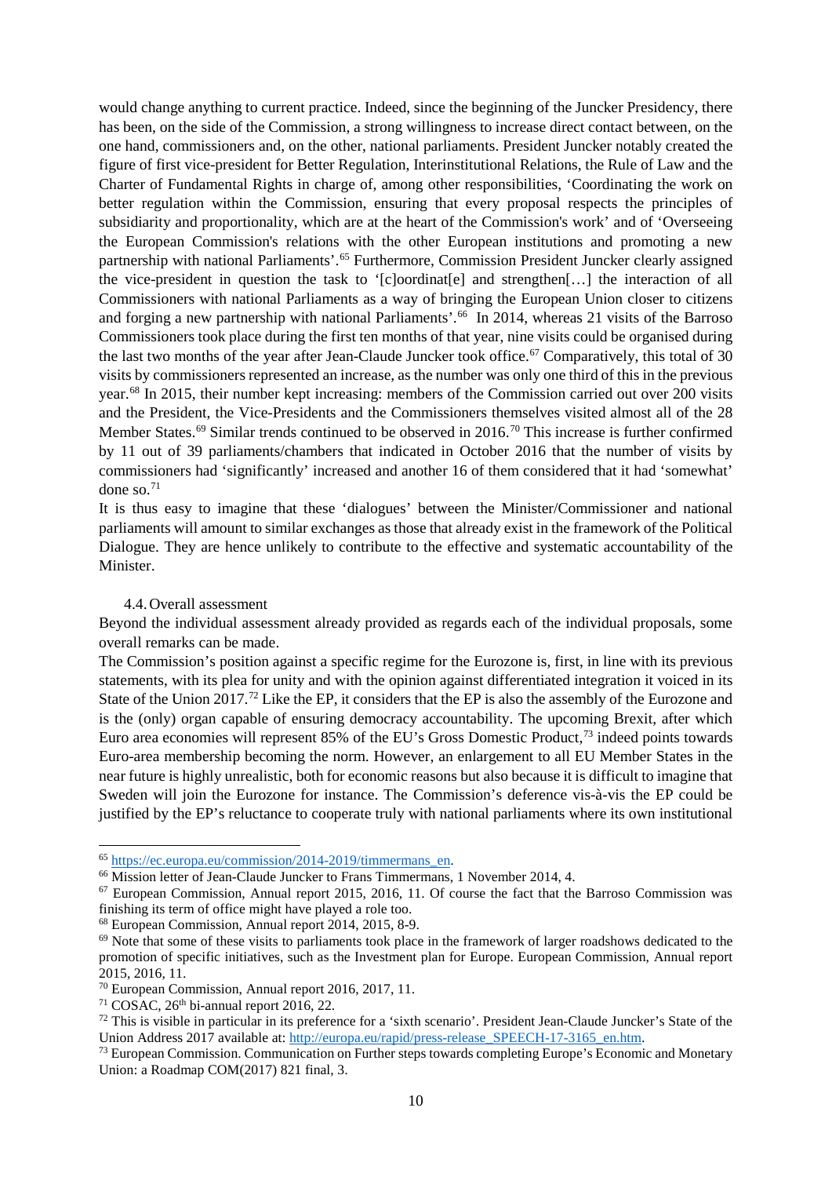would change anything to current practice. Indeed, since the beginning of the Juncker Presidency, there has been, on the side of the Commission, a strong willingness to increase direct contact between, on the one hand, commissioners and, on the other, national parliaments. President Juncker notably created the figure of first vice-president for Better Regulation, Interinstitutional Relations, the Rule of Law and the Charter of Fundamental Rights in charge of, among other responsibilities, 'Coordinating the work on better regulation within the Commission, ensuring that every proposal respects the principles of subsidiarity and proportionality, which are at the heart of the Commission's work' and of 'Overseeing the European Commission's relations with the other European institutions and promoting a new partnership with national Parliaments'.[65] Furthermore, Commission President Juncker clearly assigned the vice-president in question the task to '[c]oordinat[e] and strengthen[…] the interaction of all Commissioners with national Parliaments as a way of bringing the European Union closer to citizens and forging a new partnership with national Parliaments'.[66] In 2014, whereas 21 visits of the Barroso Commissioners took place during the first ten months of that year, nine visits could be organised during the last two months of the year after Jean-Claude Juncker took office.[67] Comparatively, this total of 30 visits by commissioners represented an increase, as the number was only one third of this in the previous year.[68] In 2015, their number kept increasing: members of the Commission carried out over 200 visits and the President, the Vice-Presidents and the Commissioners themselves visited almost all of the 28 Member States.[69] Similar trends continued to be observed in 2016.[70] This increase is further confirmed by 11 out of 39 parliaments/chambers that indicated in October 2016 that the number of visits by commissioners had 'significantly' increased and another 16 of them considered that it had 'somewhat' done so.[71]

It is thus easy to imagine that these 'dialogues' between the Minister/Commissioner and national parliaments will amount to similar exchanges as those that already exist in the framework of the Political Dialogue. They are hence unlikely to contribute to the effective and systematic accountability of the Minister.

### 4.4. Overall assessment

Beyond the individual assessment already provided as regards each of the individual proposals, some overall remarks can be made.

The Commission's position against a specific regime for the Eurozone is, first, in line with its previous statements, with its plea for unity and with the opinion against differentiated integration it voiced in its State of the Union 2017.[72] Like the EP, it considers that the EP is also the assembly of the Eurozone and is the (only) organ capable of ensuring democracy accountability. The upcoming Brexit, after which Euro area economies will represent 85% of the EU's Gross Domestic Product,[73] indeed points towards Euro-area membership becoming the norm. However, an enlargement to all EU Member States in the near future is highly unrealistic, both for economic reasons but also because it is difficult to imagine that Sweden will join the Eurozone for instance. The Commission's deference vis-à-vis the EP could be justified by the EP's reluctance to cooperate truly with national parliaments where its own institutional

---

[65] https://ec.europa.eu/commission/2014-2019/timmermans_en.

[66] Mission letter of Jean-Claude Juncker to Frans Timmermans, 1 November 2014, 4.

[67] European Commission, Annual report 2015, 2016, 11. Of course the fact that the Barroso Commission was finishing its term of office might have played a role too.

[68] European Commission, Annual report 2014, 2015, 8-9.

[69] Note that some of these visits to parliaments took place in the framework of larger roadshows dedicated to the promotion of specific initiatives, such as the Investment plan for Europe. European Commission, Annual report 2015, 2016, 11.

[70] European Commission, Annual report 2016, 2017, 11.

[71] COSAC, 26th bi-annual report 2016, 22.

[72] This is visible in particular in its preference for a 'sixth scenario'. President Jean-Claude Juncker's State of the Union Address 2017 available at: http://europa.eu/rapid/press-release_SPEECH-17-3165_en.htm.

[73] European Commission. Communication on Further steps towards completing Europe's Economic and Monetary Union: a Roadmap COM(2017) 821 final, 3.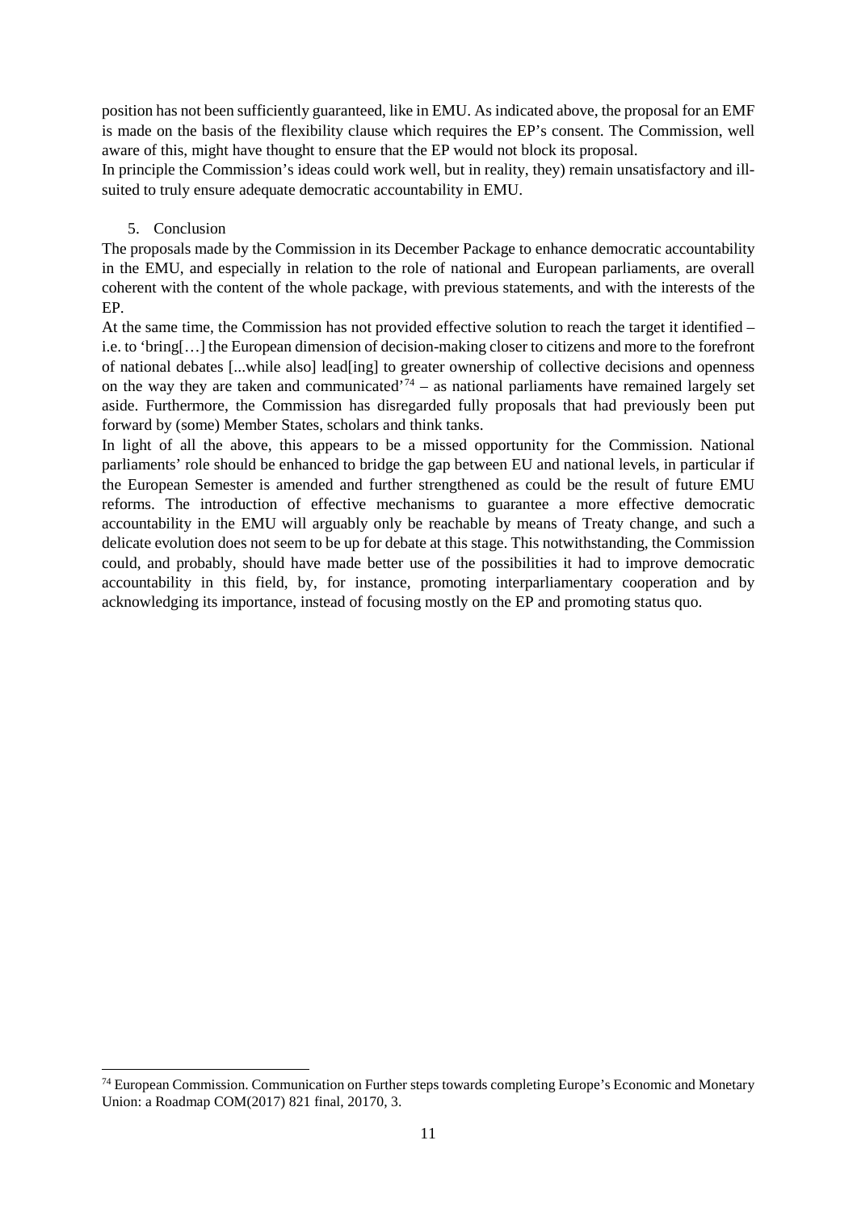position has not been sufficiently guaranteed, like in EMU. As indicated above, the proposal for an EMF is made on the basis of the flexibility clause which requires the EP's consent. The Commission, well aware of this, might have thought to ensure that the EP would not block its proposal.

In principle the Commission's ideas could work well, but in reality, they) remain unsatisfactory and ill-suited to truly ensure adequate democratic accountability in EMU.

## 5. Conclusion

The proposals made by the Commission in its December Package to enhance democratic accountability in the EMU, and especially in relation to the role of national and European parliaments, are overall coherent with the content of the whole package, with previous statements, and with the interests of the EP.

At the same time, the Commission has not provided effective solution to reach the target it identified – i.e. to 'bring[…] the European dimension of decision-making closer to citizens and more to the forefront of national debates [...while also] lead[ing] to greater ownership of collective decisions and openness on the way they are taken and communicated'[74] – as national parliaments have remained largely set aside. Furthermore, the Commission has disregarded fully proposals that had previously been put forward by (some) Member States, scholars and think tanks.

In light of all the above, this appears to be a missed opportunity for the Commission. National parliaments' role should be enhanced to bridge the gap between EU and national levels, in particular if the European Semester is amended and further strengthened as could be the result of future EMU reforms. The introduction of effective mechanisms to guarantee a more effective democratic accountability in the EMU will arguably only be reachable by means of Treaty change, and such a delicate evolution does not seem to be up for debate at this stage. This notwithstanding, the Commission could, and probably, should have made better use of the possibilities it had to improve democratic accountability in this field, by, for instance, promoting interparliamentary cooperation and by acknowledging its importance, instead of focusing mostly on the EP and promoting status quo.

---

[74] European Commission. Communication on Further steps towards completing Europe's Economic and Monetary Union: a Roadmap COM(2017) 821 final, 20170, 3.